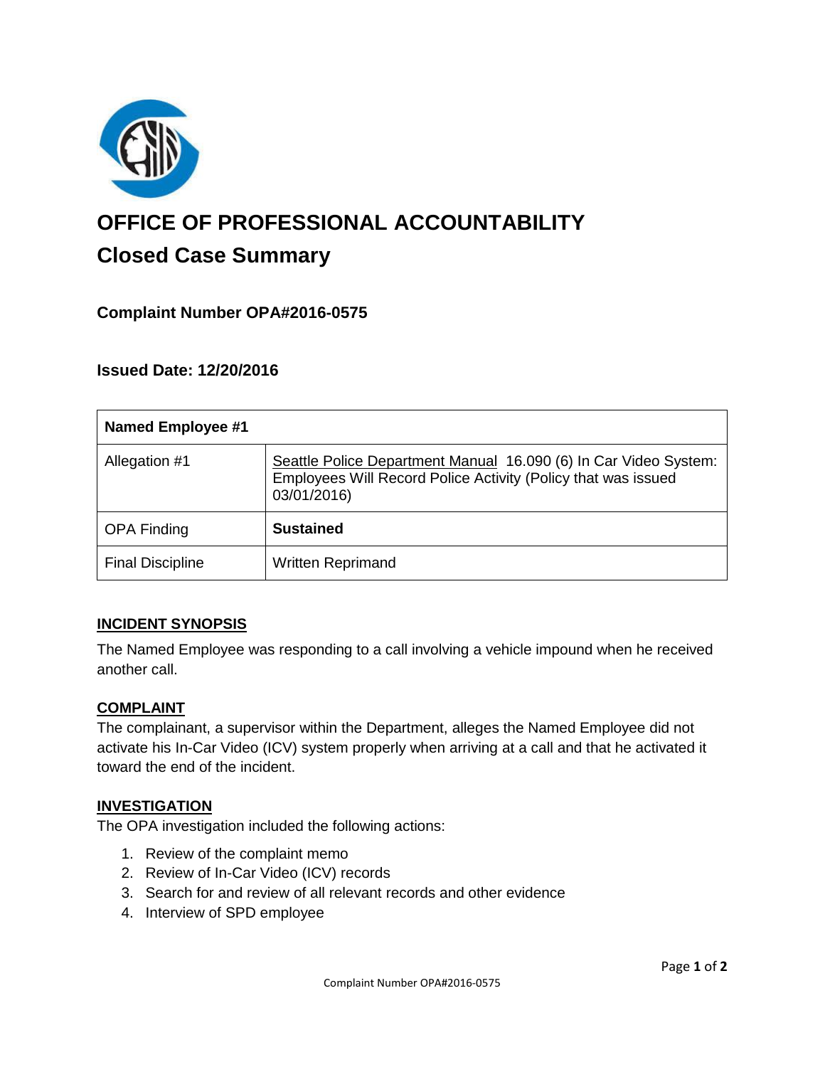# OFFICE OF PROFESSIONAL ACCOUNTABILITY

## Closed Case Summary

### Complaint Number OPA#2016-0575

### Issued Date: 12/20/2016

| **Named Employee #1** | |
|---|---|
| Allegation #1 | Seattle Police Department Manual 16.090 (6) In Car Video System: Employees Will Record Police Activity (Policy that was issued 03/01/2016) |
| OPA Finding | **Sustained** |
| Final Discipline | Written Reprimand |

**INCIDENT SYNOPSIS**

The Named Employee was responding to a call involving a vehicle impound when he received another call.

**COMPLAINT**

The complainant, a supervisor within the Department, alleges the Named Employee did not activate his In-Car Video (ICV) system properly when arriving at a call and that he activated it toward the end of the incident.

**INVESTIGATION**

The OPA investigation included the following actions:

1. Review of the complaint memo
2. Review of In-Car Video (ICV) records
3. Search for and review of all relevant records and other evidence
4. Interview of SPD employee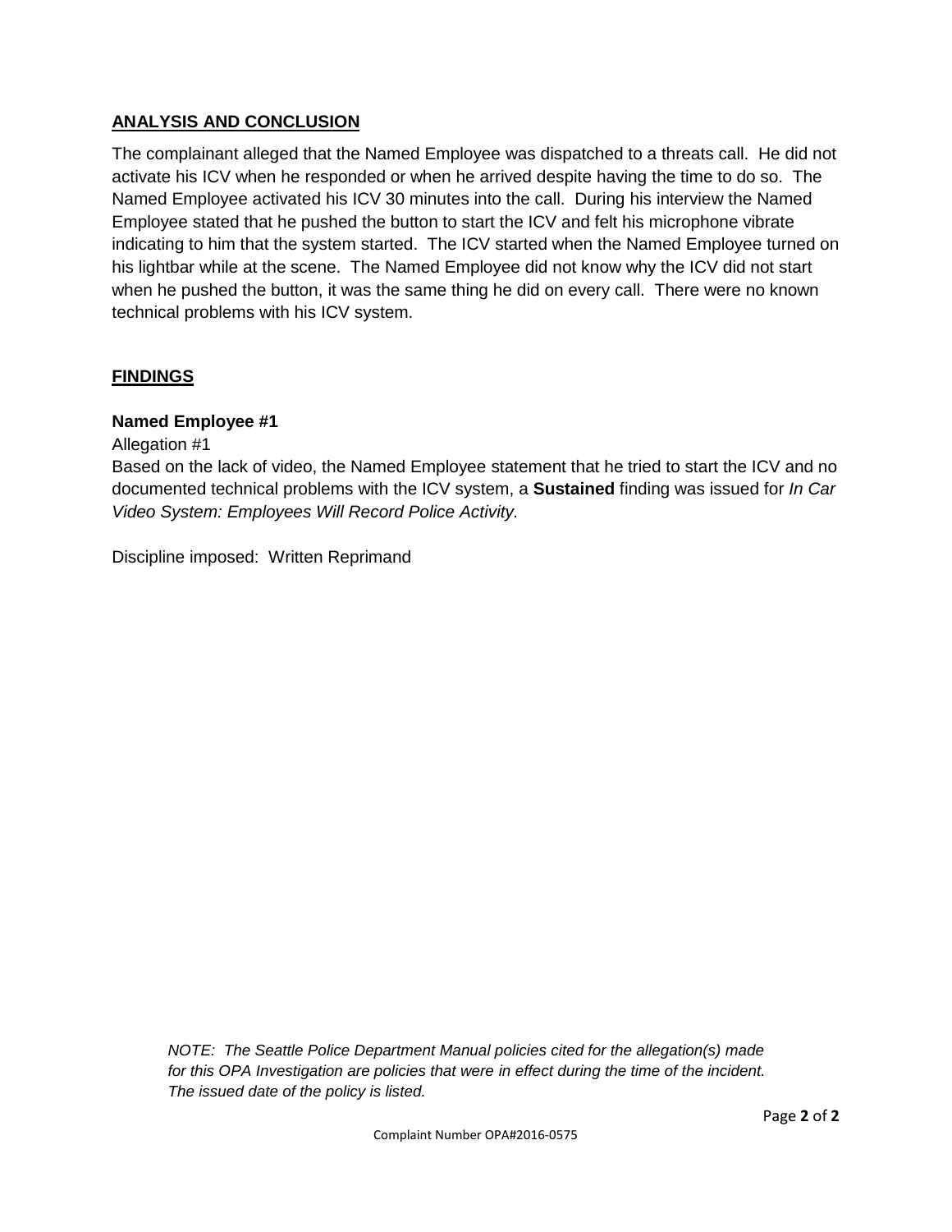## ANALYSIS AND CONCLUSION

The complainant alleged that the Named Employee was dispatched to a threats call. He did not activate his ICV when he responded or when he arrived despite having the time to do so. The Named Employee activated his ICV 30 minutes into the call. During his interview the Named Employee stated that he pushed the button to start the ICV and felt his microphone vibrate indicating to him that the system started. The ICV started when the Named Employee turned on his lightbar while at the scene. The Named Employee did not know why the ICV did not start when he pushed the button, it was the same thing he did on every call. There were no known technical problems with his ICV system.

## FINDINGS

**Named Employee #1**

Allegation #1

Based on the lack of video, the Named Employee statement that he tried to start the ICV and no documented technical problems with the ICV system, a **Sustained** finding was issued for *In Car Video System: Employees Will Record Police Activity.*

Discipline imposed: Written Reprimand

*NOTE: The Seattle Police Department Manual policies cited for the allegation(s) made for this OPA Investigation are policies that were in effect during the time of the incident. The issued date of the policy is listed.*

Complaint Number OPA#2016-0575